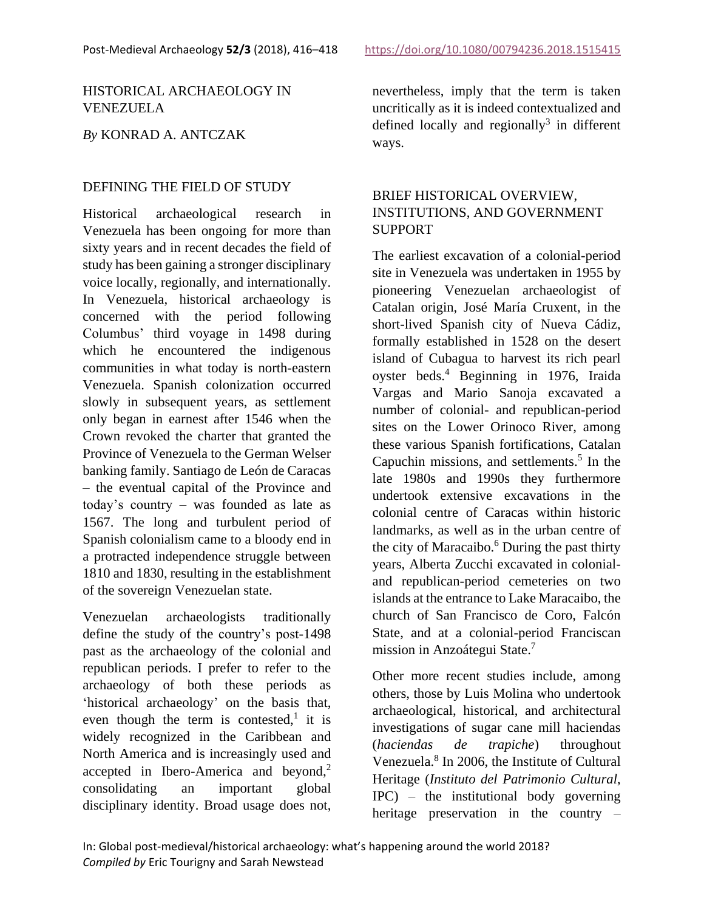# HISTORICAL ARCHAEOLOGY IN VENEZUELA

*By* KONRAD A. ANTCZAK

## DEFINING THE FIELD OF STUDY

Historical archaeological research in Venezuela has been ongoing for more than sixty years and in recent decades the field of study has been gaining a stronger disciplinary voice locally, regionally, and internationally. In Venezuela, historical archaeology is concerned with the period following Columbus' third voyage in 1498 during which he encountered the indigenous communities in what today is north-eastern Venezuela. Spanish colonization occurred slowly in subsequent years, as settlement only began in earnest after 1546 when the Crown revoked the charter that granted the Province of Venezuela to the German Welser banking family. Santiago de León de Caracas – the eventual capital of the Province and today's country – was founded as late as 1567. The long and turbulent period of Spanish colonialism came to a bloody end in a protracted independence struggle between 1810 and 1830, resulting in the establishment of the sovereign Venezuelan state.

Venezuelan archaeologists traditionally define the study of the country's post-1498 past as the archaeology of the colonial and republican periods. I prefer to refer to the archaeology of both these periods as 'historical archaeology' on the basis that, even though the term is contested,[1] it is widely recognized in the Caribbean and North America and is increasingly used and accepted in Ibero-America and beyond,[2] consolidating an important global disciplinary identity. Broad usage does not, nevertheless, imply that the term is taken uncritically as it is indeed contextualized and defined locally and regionally[3] in different ways.

## BRIEF HISTORICAL OVERVIEW, INSTITUTIONS, AND GOVERNMENT SUPPORT

The earliest excavation of a colonial-period site in Venezuela was undertaken in 1955 by pioneering Venezuelan archaeologist of Catalan origin, José María Cruxent, in the short-lived Spanish city of Nueva Cádiz, formally established in 1528 on the desert island of Cubagua to harvest its rich pearl oyster beds.[4] Beginning in 1976, Iraida Vargas and Mario Sanoja excavated a number of colonial- and republican-period sites on the Lower Orinoco River, among these various Spanish fortifications, Catalan Capuchin missions, and settlements.[5] In the late 1980s and 1990s they furthermore undertook extensive excavations in the colonial centre of Caracas within historic landmarks, as well as in the urban centre of the city of Maracaibo.[6] During the past thirty years, Alberta Zucchi excavated in colonial- and republican-period cemeteries on two islands at the entrance to Lake Maracaibo, the church of San Francisco de Coro, Falcón State, and at a colonial-period Franciscan mission in Anzoátegui State.[7]

Other more recent studies include, among others, those by Luis Molina who undertook archaeological, historical, and architectural investigations of sugar cane mill haciendas (*haciendas de trapiche*) throughout Venezuela.[8] In 2006, the Institute of Cultural Heritage (*Instituto del Patrimonio Cultural*, IPC) – the institutional body governing heritage preservation in the country –

In: Global post-medieval/historical archaeology: what's happening around the world 2018?
*Compiled by* Eric Tourigny and Sarah Newstead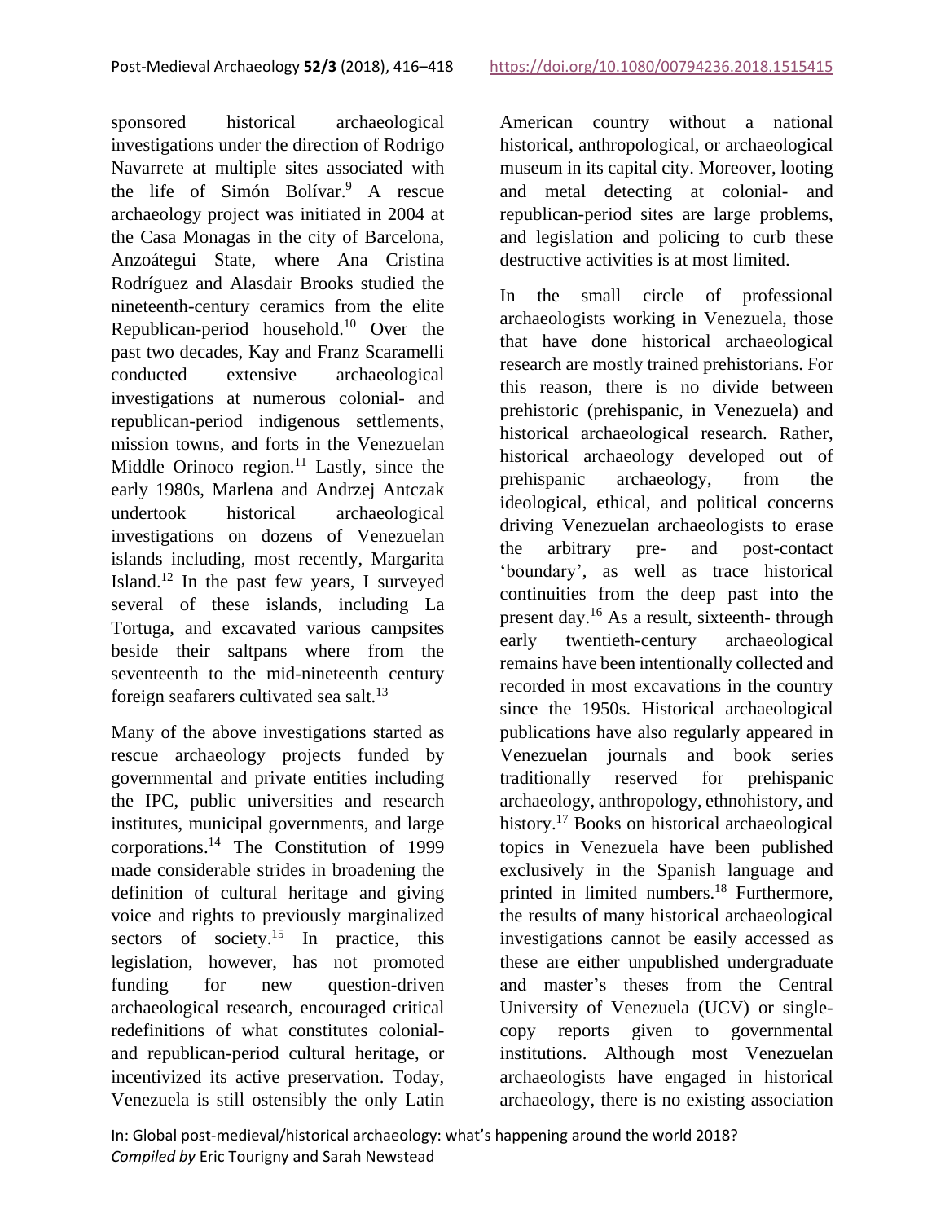sponsored historical archaeological investigations under the direction of Rodrigo Navarrete at multiple sites associated with the life of Simón Bolívar.[9] A rescue archaeology project was initiated in 2004 at the Casa Monagas in the city of Barcelona, Anzoátegui State, where Ana Cristina Rodríguez and Alasdair Brooks studied the nineteenth-century ceramics from the elite Republican-period household.[10] Over the past two decades, Kay and Franz Scaramelli conducted extensive archaeological investigations at numerous colonial- and republican-period indigenous settlements, mission towns, and forts in the Venezuelan Middle Orinoco region.[11] Lastly, since the early 1980s, Marlena and Andrzej Antczak undertook historical archaeological investigations on dozens of Venezuelan islands including, most recently, Margarita Island.[12] In the past few years, I surveyed several of these islands, including La Tortuga, and excavated various campsites beside their saltpans where from the seventeenth to the mid-nineteenth century foreign seafarers cultivated sea salt.[13]

Many of the above investigations started as rescue archaeology projects funded by governmental and private entities including the IPC, public universities and research institutes, municipal governments, and large corporations.[14] The Constitution of 1999 made considerable strides in broadening the definition of cultural heritage and giving voice and rights to previously marginalized sectors of society.[15] In practice, this legislation, however, has not promoted funding for new question-driven archaeological research, encouraged critical redefinitions of what constitutes colonial- and republican-period cultural heritage, or incentivized its active preservation. Today, Venezuela is still ostensibly the only Latin American country without a national historical, anthropological, or archaeological museum in its capital city. Moreover, looting and metal detecting at colonial- and republican-period sites are large problems, and legislation and policing to curb these destructive activities is at most limited.

In the small circle of professional archaeologists working in Venezuela, those that have done historical archaeological research are mostly trained prehistorians. For this reason, there is no divide between prehistoric (prehispanic, in Venezuela) and historical archaeological research. Rather, historical archaeology developed out of prehispanic archaeology, from the ideological, ethical, and political concerns driving Venezuelan archaeologists to erase the arbitrary pre- and post-contact 'boundary', as well as trace historical continuities from the deep past into the present day.[16] As a result, sixteenth- through early twentieth-century archaeological remains have been intentionally collected and recorded in most excavations in the country since the 1950s. Historical archaeological publications have also regularly appeared in Venezuelan journals and book series traditionally reserved for prehispanic archaeology, anthropology, ethnohistory, and history.[17] Books on historical archaeological topics in Venezuela have been published exclusively in the Spanish language and printed in limited numbers.[18] Furthermore, the results of many historical archaeological investigations cannot be easily accessed as these are either unpublished undergraduate and master's theses from the Central University of Venezuela (UCV) or single-copy reports given to governmental institutions. Although most Venezuelan archaeologists have engaged in historical archaeology, there is no existing association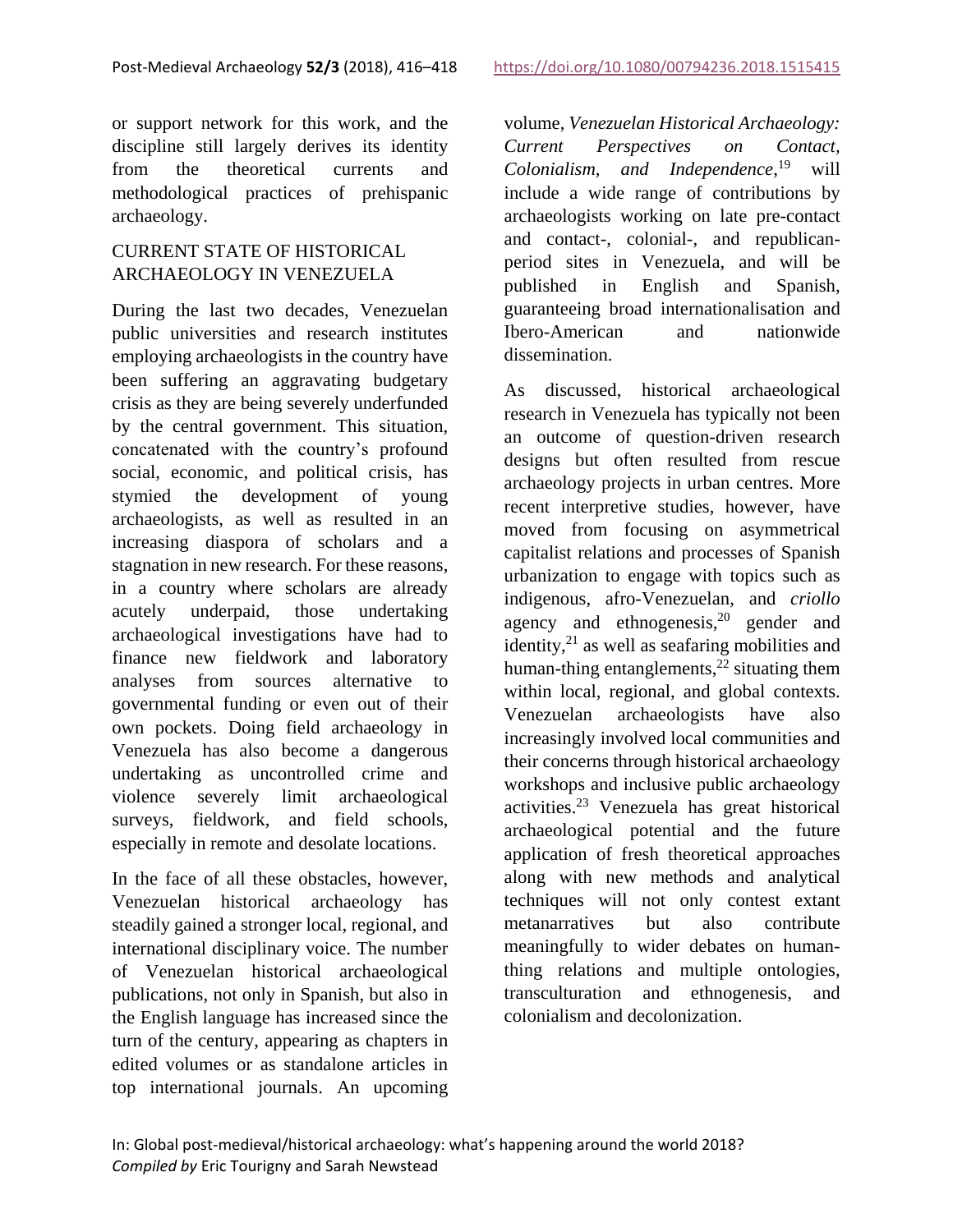or support network for this work, and the discipline still largely derives its identity from the theoretical currents and methodological practices of prehispanic archaeology.

## CURRENT STATE OF HISTORICAL ARCHAEOLOGY IN VENEZUELA

During the last two decades, Venezuelan public universities and research institutes employing archaeologists in the country have been suffering an aggravating budgetary crisis as they are being severely underfunded by the central government. This situation, concatenated with the country's profound social, economic, and political crisis, has stymied the development of young archaeologists, as well as resulted in an increasing diaspora of scholars and a stagnation in new research. For these reasons, in a country where scholars are already acutely underpaid, those undertaking archaeological investigations have had to finance new fieldwork and laboratory analyses from sources alternative to governmental funding or even out of their own pockets. Doing field archaeology in Venezuela has also become a dangerous undertaking as uncontrolled crime and violence severely limit archaeological surveys, fieldwork, and field schools, especially in remote and desolate locations.

In the face of all these obstacles, however, Venezuelan historical archaeology has steadily gained a stronger local, regional, and international disciplinary voice. The number of Venezuelan historical archaeological publications, not only in Spanish, but also in the English language has increased since the turn of the century, appearing as chapters in edited volumes or as standalone articles in top international journals. An upcoming volume, *Venezuelan Historical Archaeology: Current Perspectives on Contact, Colonialism, and Independence*,[19] will include a wide range of contributions by archaeologists working on late pre-contact and contact-, colonial-, and republican-period sites in Venezuela, and will be published in English and Spanish, guaranteeing broad internationalisation and Ibero-American and nationwide dissemination.

As discussed, historical archaeological research in Venezuela has typically not been an outcome of question-driven research designs but often resulted from rescue archaeology projects in urban centres. More recent interpretive studies, however, have moved from focusing on asymmetrical capitalist relations and processes of Spanish urbanization to engage with topics such as indigenous, afro-Venezuelan, and *criollo* agency and ethnogenesis,[20] gender and identity,[21] as well as seafaring mobilities and human-thing entanglements,[22] situating them within local, regional, and global contexts. Venezuelan archaeologists have also increasingly involved local communities and their concerns through historical archaeology workshops and inclusive public archaeology activities.[23] Venezuela has great historical archaeological potential and the future application of fresh theoretical approaches along with new methods and analytical techniques will not only contest extant metanarratives but also contribute meaningfully to wider debates on human-thing relations and multiple ontologies, transculturation and ethnogenesis, and colonialism and decolonization.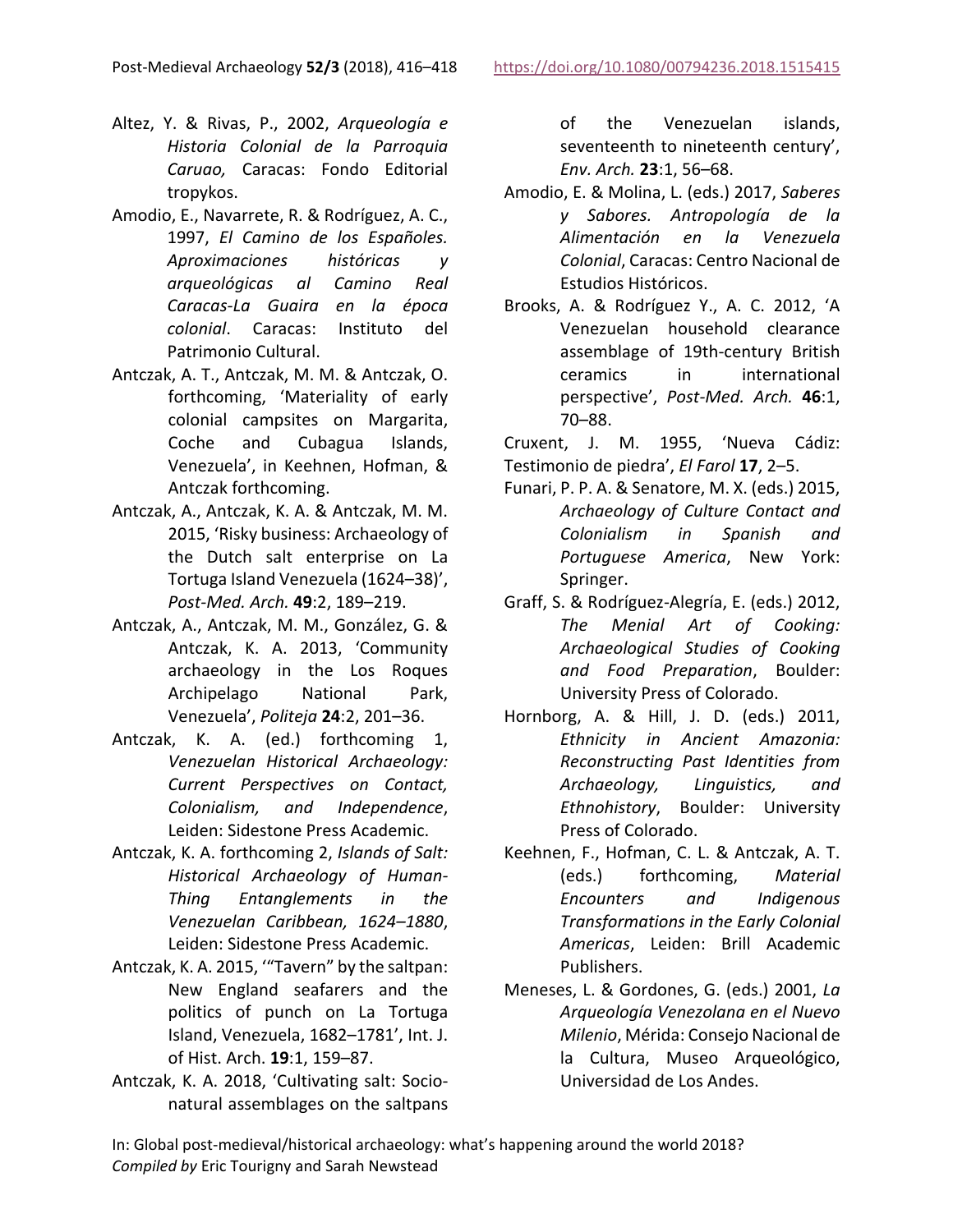Altez, Y. & Rivas, P., 2002, *Arqueología e Historia Colonial de la Parroquia Caruao,* Caracas: Fondo Editorial tropykos.

Amodio, E., Navarrete, R. & Rodríguez, A. C., 1997, *El Camino de los Españoles. Aproximaciones históricas y arqueológicas al Camino Real Caracas-La Guaira en la época colonial*. Caracas: Instituto del Patrimonio Cultural.

Antczak, A. T., Antczak, M. M. & Antczak, O. forthcoming, 'Materiality of early colonial campsites on Margarita, Coche and Cubagua Islands, Venezuela', in Keehnen, Hofman, & Antczak forthcoming.

Antczak, A., Antczak, K. A. & Antczak, M. M. 2015, 'Risky business: Archaeology of the Dutch salt enterprise on La Tortuga Island Venezuela (1624–38)', *Post-Med. Arch.* **49**:2, 189–219.

Antczak, A., Antczak, M. M., González, G. & Antczak, K. A. 2013, 'Community archaeology in the Los Roques Archipelago National Park, Venezuela', *Politeja* **24**:2, 201–36.

Antczak, K. A. (ed.) forthcoming 1, *Venezuelan Historical Archaeology: Current Perspectives on Contact, Colonialism, and Independence*, Leiden: Sidestone Press Academic.

Antczak, K. A. forthcoming 2, *Islands of Salt: Historical Archaeology of Human-Thing Entanglements in the Venezuelan Caribbean, 1624–1880*, Leiden: Sidestone Press Academic.

Antczak, K. A. 2015, '"Tavern" by the saltpan: New England seafarers and the politics of punch on La Tortuga Island, Venezuela, 1682–1781', Int. J. of Hist. Arch. **19**:1, 159–87.

Antczak, K. A. 2018, 'Cultivating salt: Socio-natural assemblages on the saltpans of the Venezuelan islands, seventeenth to nineteenth century', *Env. Arch.* **23**:1, 56–68.

Amodio, E. & Molina, L. (eds.) 2017, *Saberes y Sabores. Antropología de la Alimentación en la Venezuela Colonial*, Caracas: Centro Nacional de Estudios Históricos.

Brooks, A. & Rodríguez Y., A. C. 2012, 'A Venezuelan household clearance assemblage of 19th-century British ceramics in international perspective', *Post-Med. Arch.* **46**:1, 70–88.

Cruxent, J. M. 1955, 'Nueva Cádiz: Testimonio de piedra', *El Farol* **17**, 2–5.

Funari, P. P. A. & Senatore, M. X. (eds.) 2015, *Archaeology of Culture Contact and Colonialism in Spanish and Portuguese America*, New York: Springer.

Graff, S. & Rodríguez-Alegría, E. (eds.) 2012, *The Menial Art of Cooking: Archaeological Studies of Cooking and Food Preparation*, Boulder: University Press of Colorado.

Hornborg, A. & Hill, J. D. (eds.) 2011, *Ethnicity in Ancient Amazonia: Reconstructing Past Identities from Archaeology, Linguistics, and Ethnohistory*, Boulder: University Press of Colorado.

Keehnen, F., Hofman, C. L. & Antczak, A. T. (eds.) forthcoming, *Material Encounters and Indigenous Transformations in the Early Colonial Americas*, Leiden: Brill Academic Publishers.

Meneses, L. & Gordones, G. (eds.) 2001, *La Arqueología Venezolana en el Nuevo Milenio*, Mérida: Consejo Nacional de la Cultura, Museo Arqueológico, Universidad de Los Andes.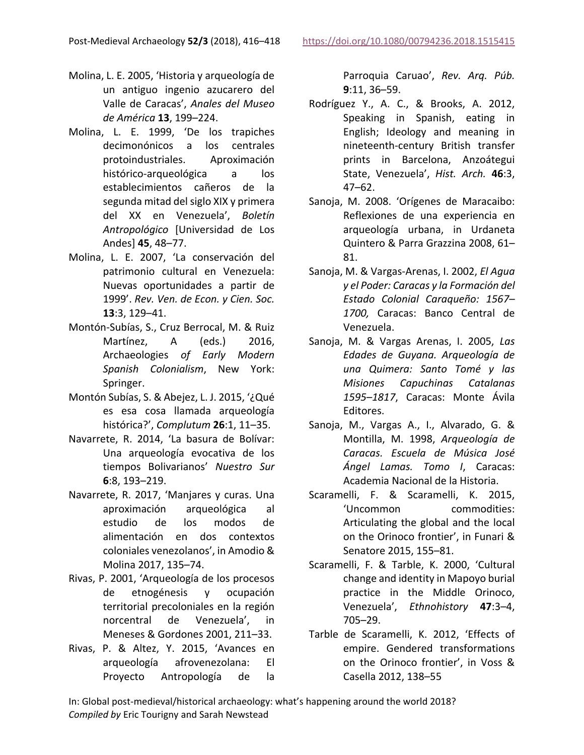Molina, L. E. 2005, 'Historia y arqueología de un antiguo ingenio azucarero del Valle de Caracas', *Anales del Museo de América* **13**, 199–224.

Molina, L. E. 1999, 'De los trapiches decimonónicos a los centrales protoindustriales. Aproximación histórico-arqueológica a los establecimientos cañeros de la segunda mitad del siglo XIX y primera del XX en Venezuela', *Boletín Antropológico* [Universidad de Los Andes] **45**, 48–77.

Molina, L. E. 2007, 'La conservación del patrimonio cultural en Venezuela: Nuevas oportunidades a partir de 1999'. *Rev. Ven. de Econ. y Cien. Soc.* **13**:3, 129–41.

Montón-Subías, S., Cruz Berrocal, M. & Ruiz Martínez, A (eds.) 2016, Archaeologies *of Early Modern Spanish Colonialism*, New York: Springer.

Montón Subías, S. & Abejez, L. J. 2015, '¿Qué es esa cosa llamada arqueología histórica?', *Complutum* **26**:1, 11–35.

Navarrete, R. 2014, 'La basura de Bolívar: Una arqueología evocativa de los tiempos Bolivarianos' *Nuestro Sur* **6**:8, 193–219.

Navarrete, R. 2017, 'Manjares y curas. Una aproximación arqueológica al estudio de los modos de alimentación en dos contextos coloniales venezolanos', in Amodio & Molina 2017, 135–74.

Rivas, P. 2001, 'Arqueología de los procesos de etnogénesis y ocupación territorial precoloniales en la región norcentral de Venezuela', in Meneses & Gordones 2001, 211–33.

Rivas, P. & Altez, Y. 2015, 'Avances en arqueología afrovenezolana: El Proyecto Antropología de la Parroquia Caruao', *Rev. Arq. Púb.* **9**:11, 36–59.

Rodríguez Y., A. C., & Brooks, A. 2012, Speaking in Spanish, eating in English; Ideology and meaning in nineteenth-century British transfer prints in Barcelona, Anzoátegui State, Venezuela', *Hist. Arch.* **46**:3, 47–62.

Sanoja, M. 2008. 'Orígenes de Maracaibo: Reflexiones de una experiencia en arqueología urbana, in Urdaneta Quintero & Parra Grazzina 2008, 61–81.

Sanoja, M. & Vargas-Arenas, I. 2002, *El Agua y el Poder: Caracas y la Formación del Estado Colonial Caraqueño: 1567–1700,* Caracas: Banco Central de Venezuela.

Sanoja, M. & Vargas Arenas, I. 2005, *Las Edades de Guyana. Arqueología de una Quimera: Santo Tomé y las Misiones Capuchinas Catalanas 1595–1817*, Caracas: Monte Ávila Editores.

Sanoja, M., Vargas A., I., Alvarado, G. & Montilla, M. 1998, *Arqueología de Caracas. Escuela de Música José Ángel Lamas. Tomo I*, Caracas: Academia Nacional de la Historia.

Scaramelli, F. & Scaramelli, K. 2015, 'Uncommon commodities: Articulating the global and the local on the Orinoco frontier', in Funari & Senatore 2015, 155–81.

Scaramelli, F. & Tarble, K. 2000, 'Cultural change and identity in Mapoyo burial practice in the Middle Orinoco, Venezuela', *Ethnohistory* **47**:3–4, 705–29.

Tarble de Scaramelli, K. 2012, 'Effects of empire. Gendered transformations on the Orinoco frontier', in Voss & Casella 2012, 138–55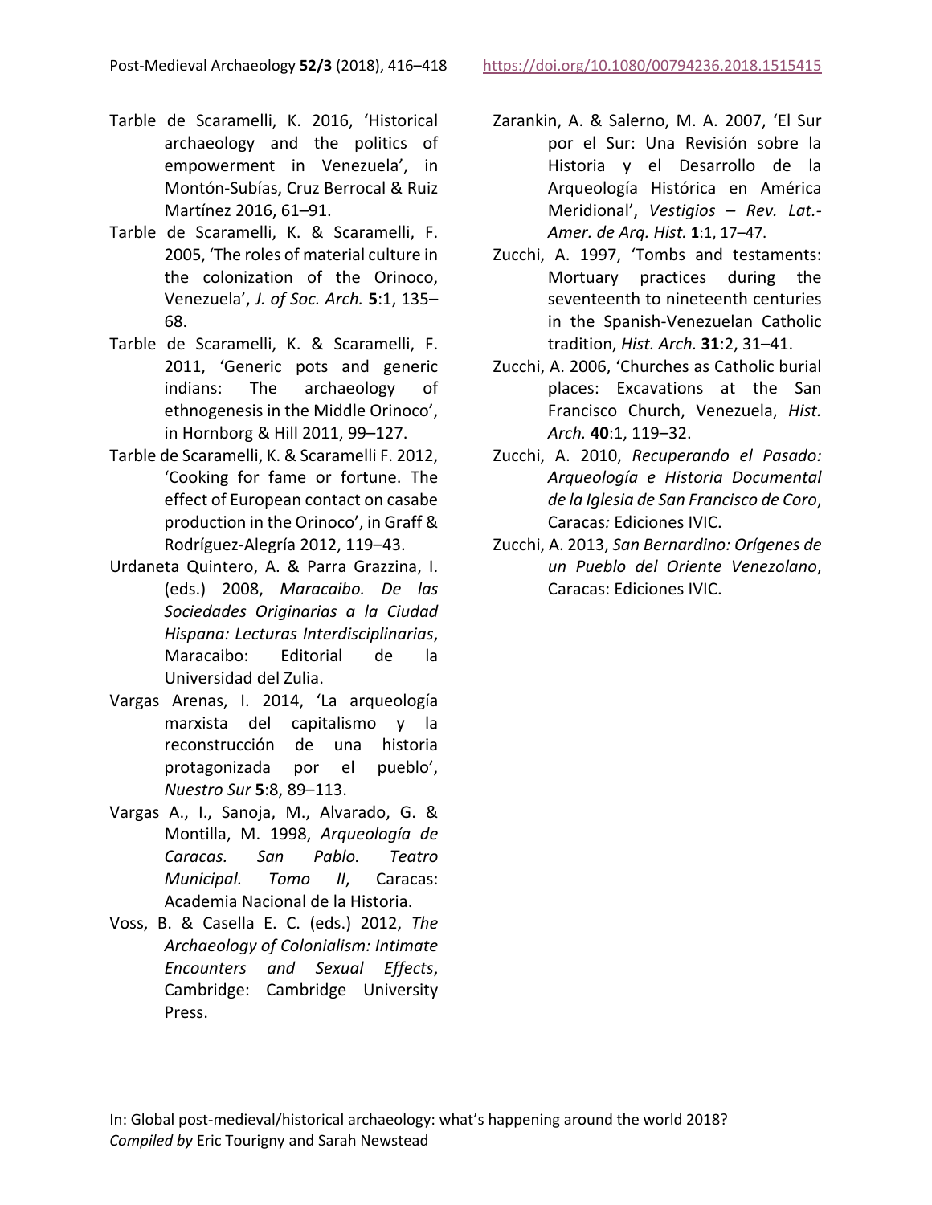Tarble de Scaramelli, K. 2016, 'Historical archaeology and the politics of empowerment in Venezuela', in Montón-Subías, Cruz Berrocal & Ruiz Martínez 2016, 61–91.

Tarble de Scaramelli, K. & Scaramelli, F. 2005, 'The roles of material culture in the colonization of the Orinoco, Venezuela', *J. of Soc. Arch.* **5**:1, 135–68.

Tarble de Scaramelli, K. & Scaramelli, F. 2011, 'Generic pots and generic indians: The archaeology of ethnogenesis in the Middle Orinoco', in Hornborg & Hill 2011, 99–127.

Tarble de Scaramelli, K. & Scaramelli F. 2012, 'Cooking for fame or fortune. The effect of European contact on casabe production in the Orinoco', in Graff & Rodríguez-Alegría 2012, 119–43.

Urdaneta Quintero, A. & Parra Grazzina, I. (eds.) 2008, *Maracaibo. De las Sociedades Originarias a la Ciudad Hispana: Lecturas Interdisciplinarias*, Maracaibo: Editorial de la Universidad del Zulia.

Vargas Arenas, I. 2014, 'La arqueología marxista del capitalismo y la reconstrucción de una historia protagonizada por el pueblo', *Nuestro Sur* **5**:8, 89–113.

Vargas A., I., Sanoja, M., Alvarado, G. & Montilla, M. 1998, *Arqueología de Caracas. San Pablo. Teatro Municipal. Tomo II*, Caracas: Academia Nacional de la Historia.

Voss, B. & Casella E. C. (eds.) 2012, *The Archaeology of Colonialism: Intimate Encounters and Sexual Effects*, Cambridge: Cambridge University Press.

Zarankin, A. & Salerno, M. A. 2007, 'El Sur por el Sur: Una Revisión sobre la Historia y el Desarrollo de la Arqueología Histórica en América Meridional', *Vestigios – Rev. Lat.-Amer. de Arq. Hist.* **1**:1, 17–47.

Zucchi, A. 1997, 'Tombs and testaments: Mortuary practices during the seventeenth to nineteenth centuries in the Spanish-Venezuelan Catholic tradition, *Hist. Arch.* **31**:2, 31–41.

Zucchi, A. 2006, 'Churches as Catholic burial places: Excavations at the San Francisco Church, Venezuela, *Hist. Arch.* **40**:1, 119–32.

Zucchi, A. 2010, *Recuperando el Pasado: Arqueología e Historia Documental de la Iglesia de San Francisco de Coro*, Caracas*:* Ediciones IVIC.

Zucchi, A. 2013, *San Bernardino: Orígenes de un Pueblo del Oriente Venezolano*, Caracas: Ediciones IVIC.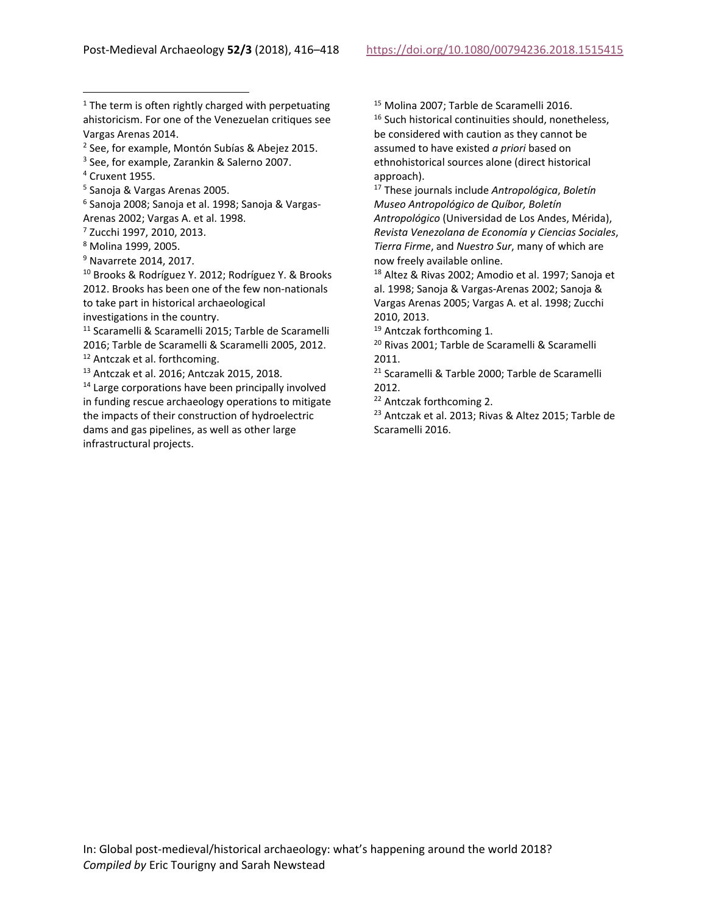[1] The term is often rightly charged with perpetuating ahistoricism. For one of the Venezuelan critiques see Vargas Arenas 2014.

[2] See, for example, Montón Subías & Abejez 2015.

[3] See, for example, Zarankin & Salerno 2007.

[4] Cruxent 1955.

[5] Sanoja & Vargas Arenas 2005.

[6] Sanoja 2008; Sanoja et al. 1998; Sanoja & Vargas-Arenas 2002; Vargas A. et al. 1998.

[7] Zucchi 1997, 2010, 2013.

[8] Molina 1999, 2005.

[9] Navarrete 2014, 2017.

[10] Brooks & Rodríguez Y. 2012; Rodríguez Y. & Brooks 2012. Brooks has been one of the few non-nationals to take part in historical archaeological investigations in the country.

[11] Scaramelli & Scaramelli 2015; Tarble de Scaramelli 2016; Tarble de Scaramelli & Scaramelli 2005, 2012.

[12] Antczak et al. forthcoming.

[13] Antczak et al. 2016; Antczak 2015, 2018.

[14] Large corporations have been principally involved in funding rescue archaeology operations to mitigate the impacts of their construction of hydroelectric dams and gas pipelines, as well as other large infrastructural projects.

[15] Molina 2007; Tarble de Scaramelli 2016.

[16] Such historical continuities should, nonetheless, be considered with caution as they cannot be assumed to have existed *a priori* based on ethnohistorical sources alone (direct historical approach).

[17] These journals include *Antropológica*, *Boletín Museo Antropológico de Quíbor, Boletín Antropológico* (Universidad de Los Andes, Mérida), *Revista Venezolana de Economía y Ciencias Sociales*, *Tierra Firme*, and *Nuestro Sur*, many of which are now freely available online.

[18] Altez & Rivas 2002; Amodio et al. 1997; Sanoja et al. 1998; Sanoja & Vargas-Arenas 2002; Sanoja & Vargas Arenas 2005; Vargas A. et al. 1998; Zucchi 2010, 2013.

[19] Antczak forthcoming 1.

[20] Rivas 2001; Tarble de Scaramelli & Scaramelli 2011.

[21] Scaramelli & Tarble 2000; Tarble de Scaramelli 2012.

[22] Antczak forthcoming 2.

[23] Antczak et al. 2013; Rivas & Altez 2015; Tarble de Scaramelli 2016.